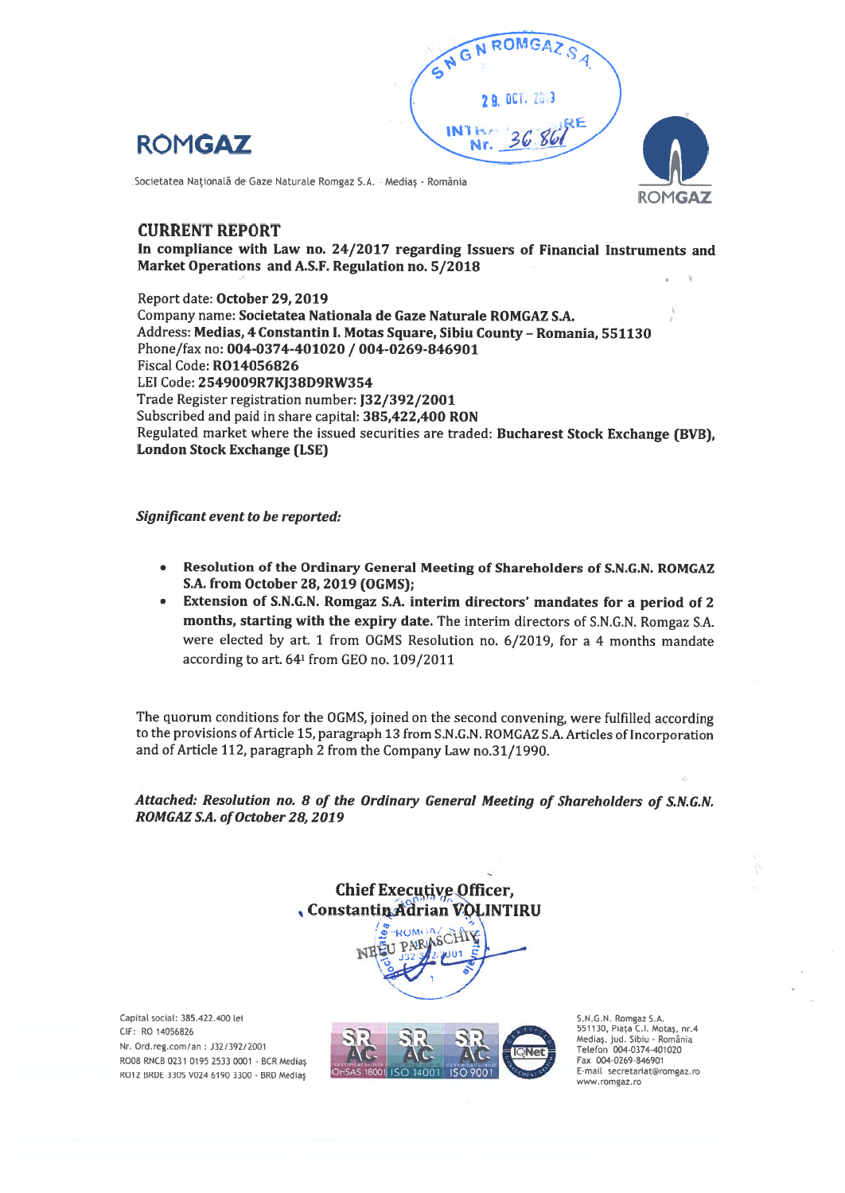ROMGAZ

Societatea Naţională de Gaze Naturale Romgaz S.A. - Mediaş - România

## CURRENT REPORT

**In compliance with Law no. 24/2017 regarding Issuers of Financial Instruments and Market Operations and A.S.F. Regulation no. 5/2018**

Report date: **October 29, 2019**
Company name: **Societatea Nationala de Gaze Naturale ROMGAZ S.A.**
Address: **Medias, 4 Constantin I. Motas Square, Sibiu County – Romania, 551130**
Phone/fax no: **004-0374-401020 / 004-0269-846901**
Fiscal Code: **RO14056826**
LEI Code: **2549009R7KJ38D9RW354**
Trade Register registration number: **J32/392/2001**
Subscribed and paid in share capital: **385,422,400 RON**
Regulated market where the issued securities are traded: **Bucharest Stock Exchange (BVB), London Stock Exchange (LSE)**

***Significant event to be reported:***

- **Resolution of the Ordinary General Meeting of Shareholders of S.N.G.N. ROMGAZ S.A. from October 28, 2019 (OGMS);**
- **Extension of S.N.G.N. Romgaz S.A. interim directors' mandates for a period of 2 months, starting with the expiry date.** The interim directors of S.N.G.N. Romgaz S.A. were elected by art. 1 from OGMS Resolution no. 6/2019, for a 4 months mandate according to art. 64[1] from GEO no. 109/2011

The quorum conditions for the OGMS, joined on the second convening, were fulfilled according to the provisions of Article 15, paragraph 13 from S.N.G.N. ROMGAZ S.A. Articles of Incorporation and of Article 112, paragraph 2 from the Company Law no.31/1990.

***Attached: Resolution no. 8 of the Ordinary General Meeting of Shareholders of S.N.G.N. ROMGAZ S.A. of October 28, 2019***

**Chief Executive Officer,**
**Constantin Adrian VOLINTIRU**

NEAGU PARASCHIV

Capital social: 385.422.400 lei
CIF: RO 14056826
Nr. Ord.reg.com/an : J32/392/2001
RO08 RNCB 0231 0195 2533 0001 - BCR Mediaş
RO12 BRDE 330S V024 6190 3300 - BRD Mediaş

S.N.G.N. Romgaz S.A.
551130, Piața C.I. Motaş, nr.4
Mediaş, jud. Sibiu - România
Telefon 004-0374-401020
Fax 004-0269-846901
E-mail secretariat@romgaz.ro
www.romgaz.ro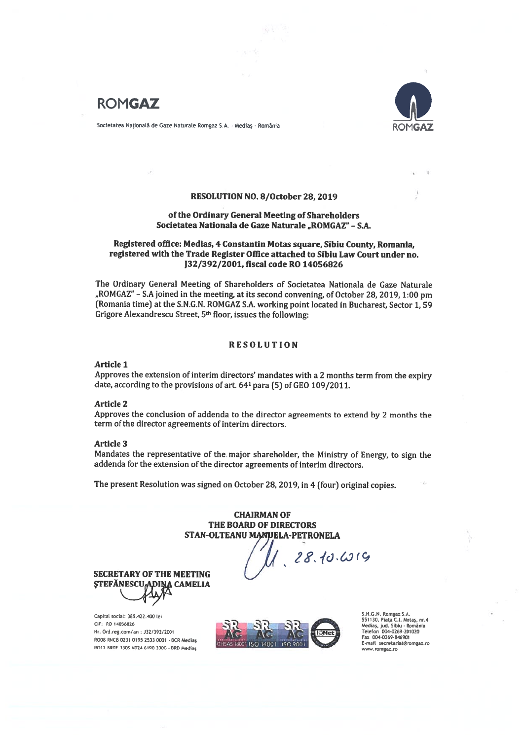**ROMGAZ**

Societatea Națională de Gaze Naturale Romgaz S.A. - Mediaș - România

**RESOLUTION NO. 8/October 28, 2019**

**of the Ordinary General Meeting of Shareholders Societatea Nationala de Gaze Naturale „ROMGAZ" – S.A.**

**Registered office: Medias, 4 Constantin Motas square, Sibiu County, Romania, registered with the Trade Register Office attached to Sibiu Law Court under no. J32/392/2001, fiscal code RO 14056826**

The Ordinary General Meeting of Shareholders of Societatea Nationala de Gaze Naturale „ROMGAZ" – S.A joined in the meeting, at its second convening, of October 28, 2019, 1:00 pm (Romania time) at the S.N.G.N. ROMGAZ S.A. working point located in Bucharest, Sector 1, 59 Grigore Alexandrescu Street, 5th floor, issues the following:

## RESOLUTION

**Article 1**

Approves the extension of interim directors' mandates with a 2 months term from the expiry date, according to the provisions of art. 64[1] para (5) of GEO 109/2011.

**Article 2**

Approves the conclusion of addenda to the director agreements to extend by 2 months the term of the director agreements of interim directors.

**Article 3**

Mandates the representative of the major shareholder, the Ministry of Energy, to sign the addenda for the extension of the director agreements of interim directors.

The present Resolution was signed on October 28, 2019, in 4 (four) original copies.

**CHAIRMAN OF THE BOARD OF DIRECTORS**
**STAN-OLTEANU MANUELA-PETRONELA**

28.10.2019

**SECRETARY OF THE MEETING**
**ȘTEFĂNESCU ADINA CAMELIA**

Capital social: 385.422.400 lei
CIF: RO 14056826
Nr. Ord.reg.com/an : J32/392/2001
RO08 RNCB 0231 0195 2533 0001 - BCR Mediaș
RO12 BRDE 330S V024 6190 3300 - BRD Mediaș

S.N.G.N. Romgaz S.A.
551130, Piața C.I. Motaș, nr.4
Mediaș, jud. Sibiu - România
Telefon 004-0269-201020
Fax 004-0269-846901
E-mail secretariat@romgaz.ro
www.romgaz.ro